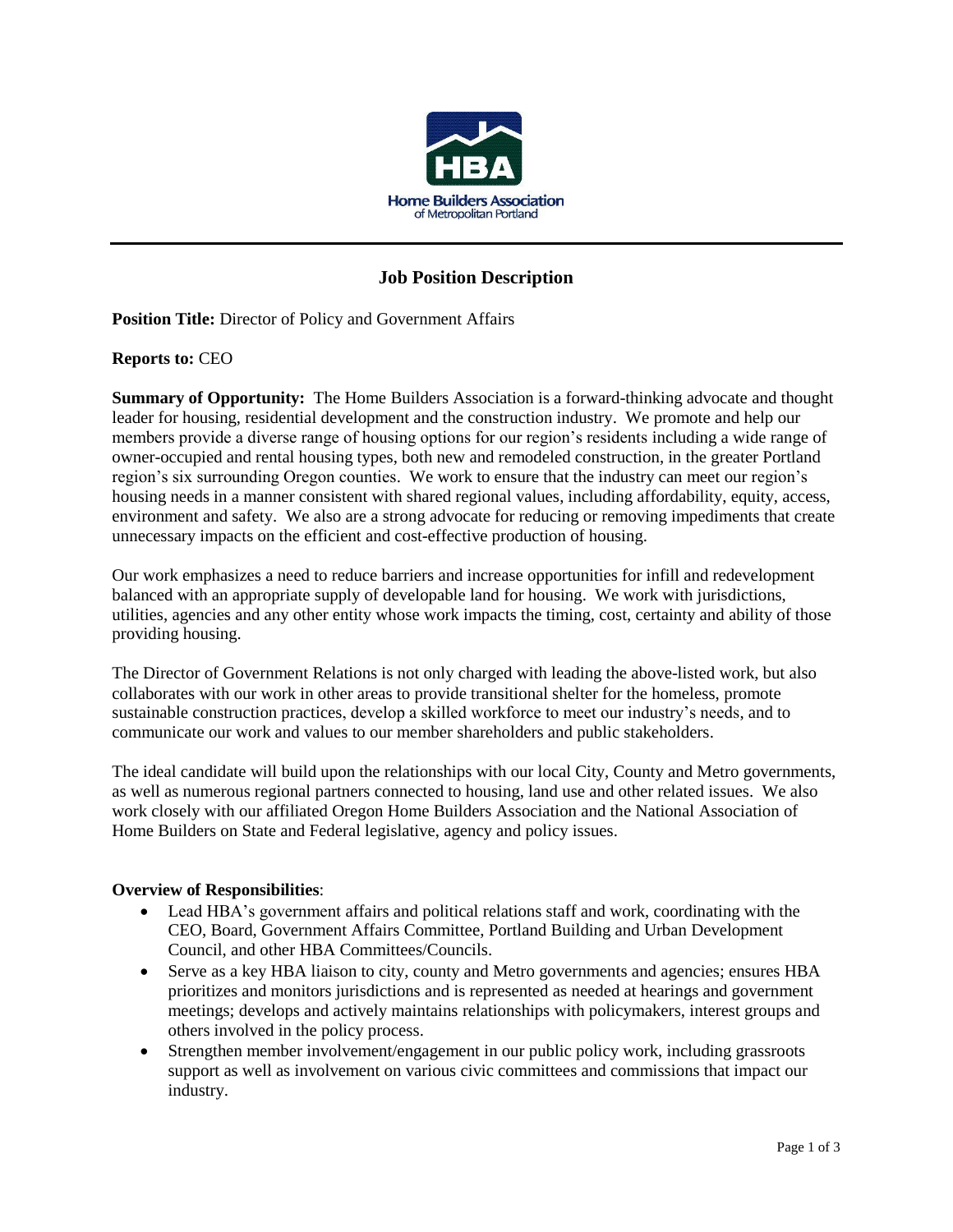# Job Position Description

**Position Title:** Director of Policy and Government Affairs

**Reports to:** CEO

**Summary of Opportunity:** The Home Builders Association is a forward-thinking advocate and thought leader for housing, residential development and the construction industry. We promote and help our members provide a diverse range of housing options for our region's residents including a wide range of owner-occupied and rental housing types, both new and remodeled construction, in the greater Portland region's six surrounding Oregon counties. We work to ensure that the industry can meet our region's housing needs in a manner consistent with shared regional values, including affordability, equity, access, environment and safety. We also are a strong advocate for reducing or removing impediments that create unnecessary impacts on the efficient and cost-effective production of housing.

Our work emphasizes a need to reduce barriers and increase opportunities for infill and redevelopment balanced with an appropriate supply of developable land for housing. We work with jurisdictions, utilities, agencies and any other entity whose work impacts the timing, cost, certainty and ability of those providing housing.

The Director of Government Relations is not only charged with leading the above-listed work, but also collaborates with our work in other areas to provide transitional shelter for the homeless, promote sustainable construction practices, develop a skilled workforce to meet our industry's needs, and to communicate our work and values to our member shareholders and public stakeholders.

The ideal candidate will build upon the relationships with our local City, County and Metro governments, as well as numerous regional partners connected to housing, land use and other related issues. We also work closely with our affiliated Oregon Home Builders Association and the National Association of Home Builders on State and Federal legislative, agency and policy issues.

**Overview of Responsibilities**:

- Lead HBA's government affairs and political relations staff and work, coordinating with the CEO, Board, Government Affairs Committee, Portland Building and Urban Development Council, and other HBA Committees/Councils.
- Serve as a key HBA liaison to city, county and Metro governments and agencies; ensures HBA prioritizes and monitors jurisdictions and is represented as needed at hearings and government meetings; develops and actively maintains relationships with policymakers, interest groups and others involved in the policy process.
- Strengthen member involvement/engagement in our public policy work, including grassroots support as well as involvement on various civic committees and commissions that impact our industry.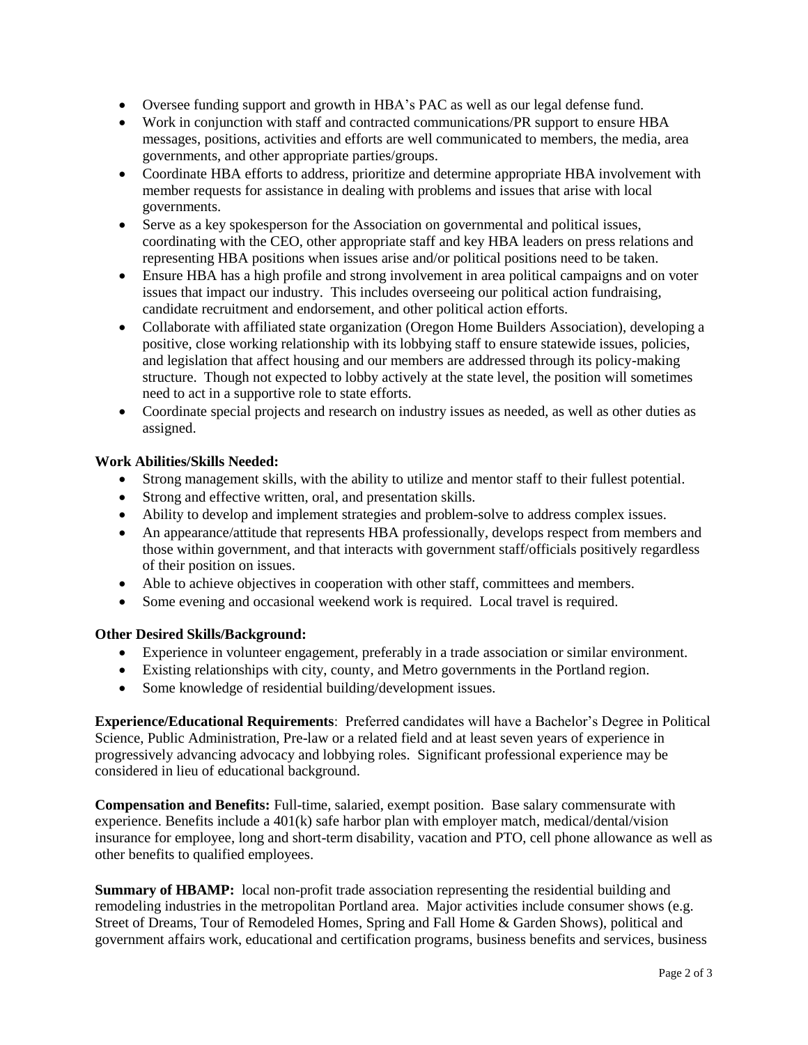- Oversee funding support and growth in HBA's PAC as well as our legal defense fund.
- Work in conjunction with staff and contracted communications/PR support to ensure HBA messages, positions, activities and efforts are well communicated to members, the media, area governments, and other appropriate parties/groups.
- Coordinate HBA efforts to address, prioritize and determine appropriate HBA involvement with member requests for assistance in dealing with problems and issues that arise with local governments.
- Serve as a key spokesperson for the Association on governmental and political issues, coordinating with the CEO, other appropriate staff and key HBA leaders on press relations and representing HBA positions when issues arise and/or political positions need to be taken.
- Ensure HBA has a high profile and strong involvement in area political campaigns and on voter issues that impact our industry. This includes overseeing our political action fundraising, candidate recruitment and endorsement, and other political action efforts.
- Collaborate with affiliated state organization (Oregon Home Builders Association), developing a positive, close working relationship with its lobbying staff to ensure statewide issues, policies, and legislation that affect housing and our members are addressed through its policy-making structure. Though not expected to lobby actively at the state level, the position will sometimes need to act in a supportive role to state efforts.
- Coordinate special projects and research on industry issues as needed, as well as other duties as assigned.

**Work Abilities/Skills Needed:**

- Strong management skills, with the ability to utilize and mentor staff to their fullest potential.
- Strong and effective written, oral, and presentation skills.
- Ability to develop and implement strategies and problem-solve to address complex issues.
- An appearance/attitude that represents HBA professionally, develops respect from members and those within government, and that interacts with government staff/officials positively regardless of their position on issues.
- Able to achieve objectives in cooperation with other staff, committees and members.
- Some evening and occasional weekend work is required. Local travel is required.

**Other Desired Skills/Background:**

- Experience in volunteer engagement, preferably in a trade association or similar environment.
- Existing relationships with city, county, and Metro governments in the Portland region.
- Some knowledge of residential building/development issues.

**Experience/Educational Requirements**: Preferred candidates will have a Bachelor's Degree in Political Science, Public Administration, Pre-law or a related field and at least seven years of experience in progressively advancing advocacy and lobbying roles. Significant professional experience may be considered in lieu of educational background.

**Compensation and Benefits:** Full-time, salaried, exempt position. Base salary commensurate with experience. Benefits include a 401(k) safe harbor plan with employer match, medical/dental/vision insurance for employee, long and short-term disability, vacation and PTO, cell phone allowance as well as other benefits to qualified employees.

**Summary of HBAMP:** local non-profit trade association representing the residential building and remodeling industries in the metropolitan Portland area. Major activities include consumer shows (e.g. Street of Dreams, Tour of Remodeled Homes, Spring and Fall Home & Garden Shows), political and government affairs work, educational and certification programs, business benefits and services, business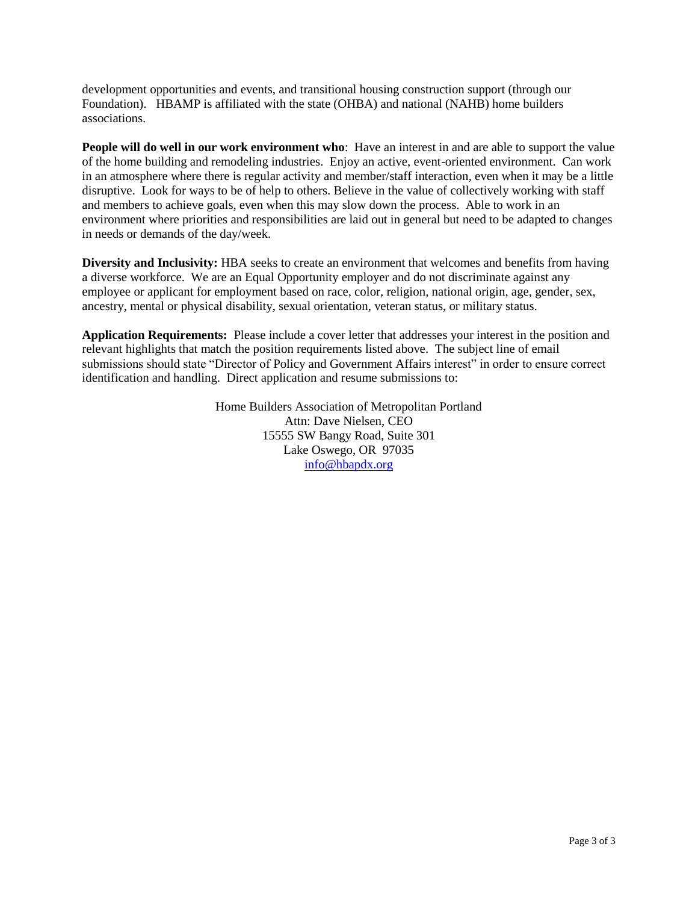development opportunities and events, and transitional housing construction support (through our Foundation). HBAMP is affiliated with the state (OHBA) and national (NAHB) home builders associations.

**People will do well in our work environment who**: Have an interest in and are able to support the value of the home building and remodeling industries. Enjoy an active, event-oriented environment. Can work in an atmosphere where there is regular activity and member/staff interaction, even when it may be a little disruptive. Look for ways to be of help to others. Believe in the value of collectively working with staff and members to achieve goals, even when this may slow down the process. Able to work in an environment where priorities and responsibilities are laid out in general but need to be adapted to changes in needs or demands of the day/week.

**Diversity and Inclusivity:** HBA seeks to create an environment that welcomes and benefits from having a diverse workforce. We are an Equal Opportunity employer and do not discriminate against any employee or applicant for employment based on race, color, religion, national origin, age, gender, sex, ancestry, mental or physical disability, sexual orientation, veteran status, or military status.

**Application Requirements:** Please include a cover letter that addresses your interest in the position and relevant highlights that match the position requirements listed above. The subject line of email submissions should state "Director of Policy and Government Affairs interest" in order to ensure correct identification and handling. Direct application and resume submissions to:

Home Builders Association of Metropolitan Portland
Attn: Dave Nielsen, CEO
15555 SW Bangy Road, Suite 301
Lake Oswego, OR 97035
info@hbapdx.org